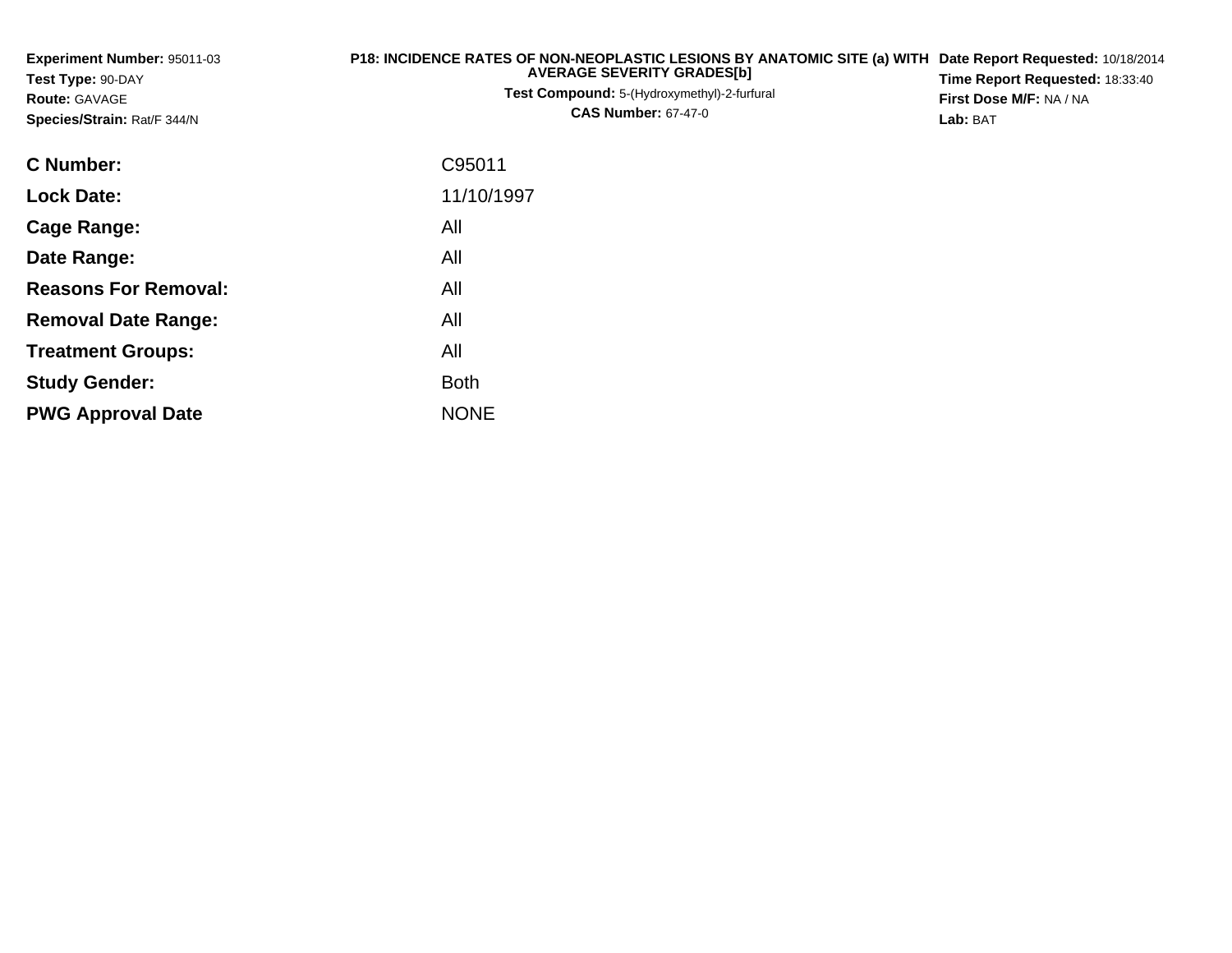**Experiment Number:** 95011-03
**Test Type:** 90-DAY
**Route:** GAVAGE
**Species/Strain:** Rat/F 344/N

**P18: INCIDENCE RATES OF NON-NEOPLASTIC LESIONS BY ANATOMIC SITE (a) WITH AVERAGE SEVERITY GRADES[b]**
**Test Compound:** 5-(Hydroxymethyl)-2-furfural
**CAS Number:** 67-47-0

**Date Report Requested:** 10/18/2014
**Time Report Requested:** 18:33:40
**First Dose M/F:** NA / NA
**Lab:** BAT

| | |
|---|---|
| **C Number:** | C95011 |
| **Lock Date:** | 11/10/1997 |
| **Cage Range:** | All |
| **Date Range:** | All |
| **Reasons For Removal:** | All |
| **Removal Date Range:** | All |
| **Treatment Groups:** | All |
| **Study Gender:** | Both |
| **PWG Approval Date** | NONE |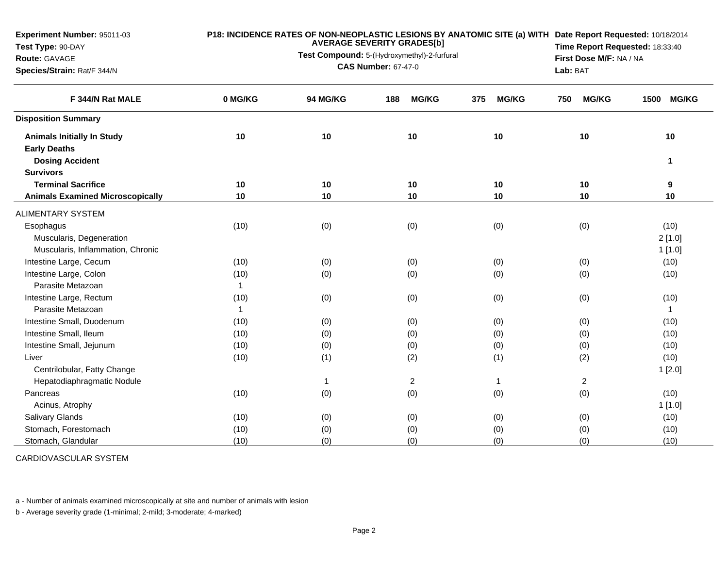**Experiment Number:** 95011-03
**Test Type:** 90-DAY
**Route:** GAVAGE
**Species/Strain:** Rat/F 344/N

**P18: INCIDENCE RATES OF NON-NEOPLASTIC LESIONS BY ANATOMIC SITE (a) WITH AVERAGE SEVERITY GRADES[b]**
**Test Compound:** 5-(Hydroxymethyl)-2-furfural
**CAS Number:** 67-47-0

**Date Report Requested:** 10/18/2014
**Time Report Requested:** 18:33:40
**First Dose M/F:** NA / NA
**Lab:** BAT

| F 344/N Rat MALE | 0 MG/KG | 94 MG/KG | 188 MG/KG | 375 MG/KG | 750 MG/KG | 1500 MG/KG |
|---|---|---|---|---|---|---|
| **Disposition Summary** | | | | | | |
| **Animals Initially In Study** | 10 | 10 | 10 | 10 | 10 | 10 |
| **Early Deaths** | | | | | | |
| **Dosing Accident** | | | | | | 1 |
| **Survivors** | | | | | | |
| **Terminal Sacrifice** | 10 | 10 | 10 | 10 | 10 | 9 |
| **Animals Examined Microscopically** | 10 | 10 | 10 | 10 | 10 | 10 |
| ALIMENTARY SYSTEM | | | | | | |
| Esophagus | (10) | (0) | (0) | (0) | (0) | (10) |
| Muscularis, Degeneration | | | | | | 2 [1.0] |
| Muscularis, Inflammation, Chronic | | | | | | 1 [1.0] |
| Intestine Large, Cecum | (10) | (0) | (0) | (0) | (0) | (10) |
| Intestine Large, Colon | (10) | (0) | (0) | (0) | (0) | (10) |
| Parasite Metazoan | 1 | | | | | |
| Intestine Large, Rectum | (10) | (0) | (0) | (0) | (0) | (10) |
| Parasite Metazoan | 1 | | | | | 1 |
| Intestine Small, Duodenum | (10) | (0) | (0) | (0) | (0) | (10) |
| Intestine Small, Ileum | (10) | (0) | (0) | (0) | (0) | (10) |
| Intestine Small, Jejunum | (10) | (0) | (0) | (0) | (0) | (10) |
| Liver | (10) | (1) | (2) | (1) | (2) | (10) |
| Centrilobular, Fatty Change | | | | | | 1 [2.0] |
| Hepatodiaphragmatic Nodule | | 1 | 2 | 1 | 2 | |
| Pancreas | (10) | (0) | (0) | (0) | (0) | (10) |
| Acinus, Atrophy | | | | | | 1 [1.0] |
| Salivary Glands | (10) | (0) | (0) | (0) | (0) | (10) |
| Stomach, Forestomach | (10) | (0) | (0) | (0) | (0) | (10) |
| Stomach, Glandular | (10) | (0) | (0) | (0) | (0) | (10) |

CARDIOVASCULAR SYSTEM

a - Number of animals examined microscopically at site and number of animals with lesion

b - Average severity grade (1-minimal; 2-mild; 3-moderate; 4-marked)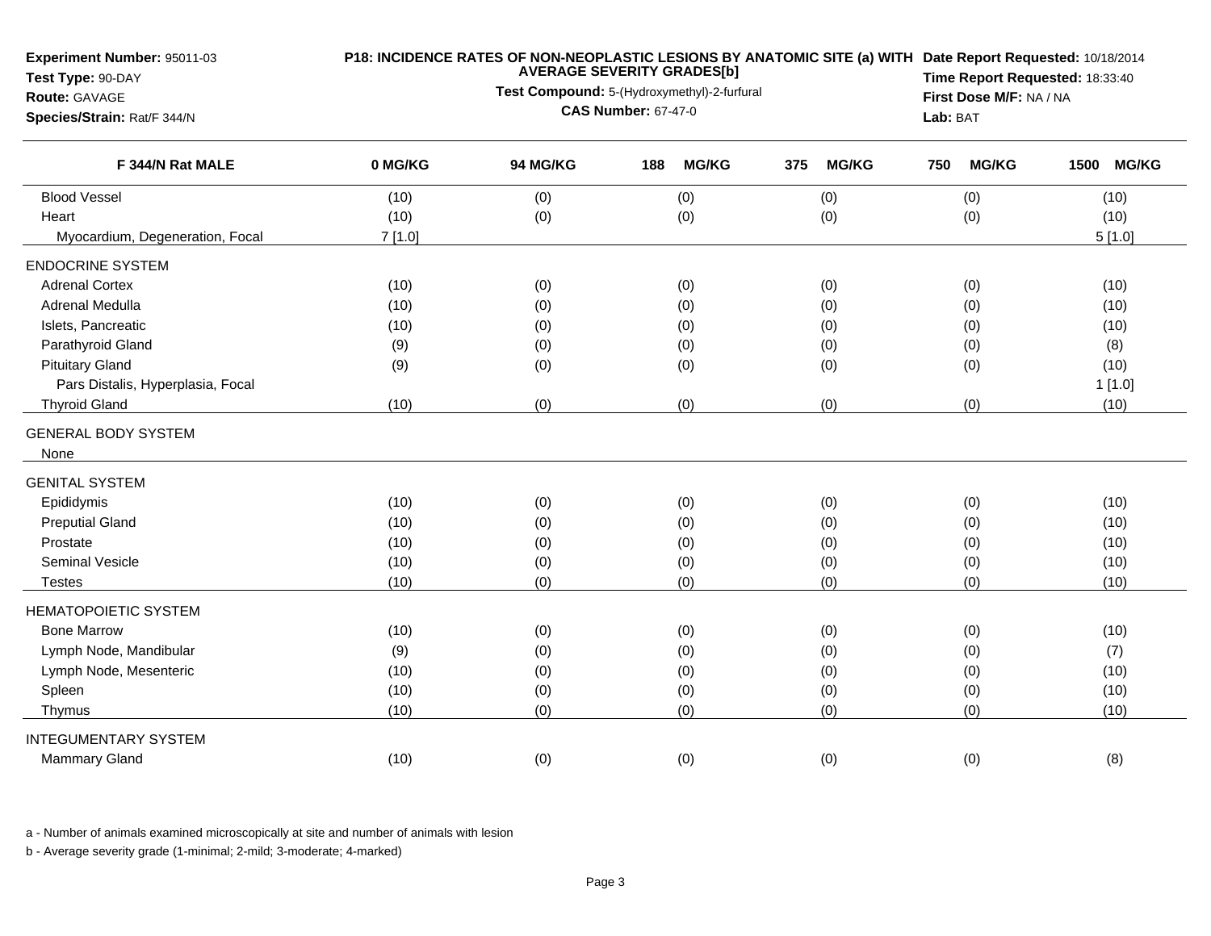**Experiment Number:** 95011-03
**Test Type:** 90-DAY
**Route:** GAVAGE
**Species/Strain:** Rat/F 344/N

**P18: INCIDENCE RATES OF NON-NEOPLASTIC LESIONS BY ANATOMIC SITE (a) WITH AVERAGE SEVERITY GRADES[b]**
**Test Compound:** 5-(Hydroxymethyl)-2-furfural
**CAS Number:** 67-47-0

**Date Report Requested:** 10/18/2014
**Time Report Requested:** 18:33:40
**First Dose M/F:** NA / NA
**Lab:** BAT

| F 344/N Rat MALE | 0 MG/KG | 94 MG/KG | 188 MG/KG | 375 MG/KG | 750 MG/KG | 1500 MG/KG |
|---|---|---|---|---|---|---|
| Blood Vessel | (10) | (0) | (0) | (0) | (0) | (10) |
| Heart | (10) | (0) | (0) | (0) | (0) | (10) |
| Myocardium, Degeneration, Focal | 7 [1.0] | | | | | 5 [1.0] |
| **ENDOCRINE SYSTEM** | | | | | | |
| Adrenal Cortex | (10) | (0) | (0) | (0) | (0) | (10) |
| Adrenal Medulla | (10) | (0) | (0) | (0) | (0) | (10) |
| Islets, Pancreatic | (10) | (0) | (0) | (0) | (0) | (10) |
| Parathyroid Gland | (9) | (0) | (0) | (0) | (0) | (8) |
| Pituitary Gland | (9) | (0) | (0) | (0) | (0) | (10) |
| Pars Distalis, Hyperplasia, Focal | | | | | | 1 [1.0] |
| Thyroid Gland | (10) | (0) | (0) | (0) | (0) | (10) |
| **GENERAL BODY SYSTEM** | | | | | | |
| None | | | | | | |
| **GENITAL SYSTEM** | | | | | | |
| Epididymis | (10) | (0) | (0) | (0) | (0) | (10) |
| Preputial Gland | (10) | (0) | (0) | (0) | (0) | (10) |
| Prostate | (10) | (0) | (0) | (0) | (0) | (10) |
| Seminal Vesicle | (10) | (0) | (0) | (0) | (0) | (10) |
| Testes | (10) | (0) | (0) | (0) | (0) | (10) |
| **HEMATOPOIETIC SYSTEM** | | | | | | |
| Bone Marrow | (10) | (0) | (0) | (0) | (0) | (10) |
| Lymph Node, Mandibular | (9) | (0) | (0) | (0) | (0) | (7) |
| Lymph Node, Mesenteric | (10) | (0) | (0) | (0) | (0) | (10) |
| Spleen | (10) | (0) | (0) | (0) | (0) | (10) |
| Thymus | (10) | (0) | (0) | (0) | (0) | (10) |
| **INTEGUMENTARY SYSTEM** | | | | | | |
| Mammary Gland | (10) | (0) | (0) | (0) | (0) | (8) |

a - Number of animals examined microscopically at site and number of animals with lesion

b - Average severity grade (1-minimal; 2-mild; 3-moderate; 4-marked)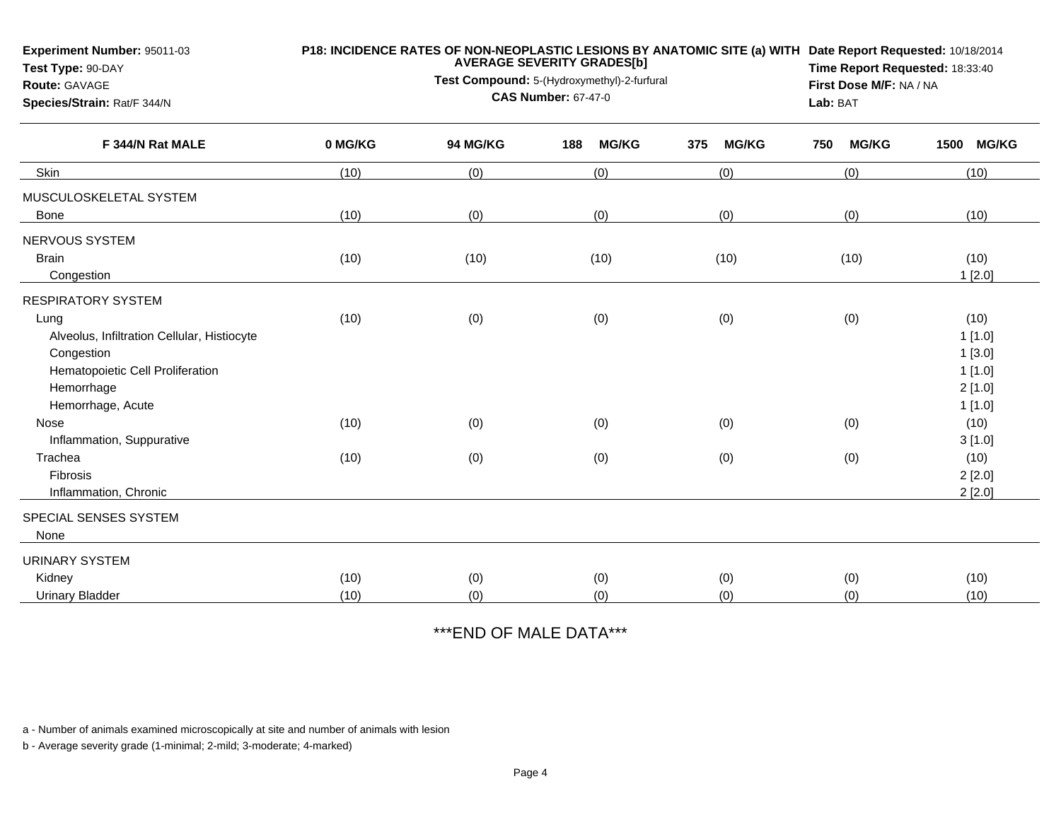**Experiment Number:** 95011-03
**Test Type:** 90-DAY
**Route:** GAVAGE
**Species/Strain:** Rat/F 344/N

**P18: INCIDENCE RATES OF NON-NEOPLASTIC LESIONS BY ANATOMIC SITE (a) WITH AVERAGE SEVERITY GRADES[b]**
**Test Compound:** 5-(Hydroxymethyl)-2-furfural
**CAS Number:** 67-47-0

**Date Report Requested:** 10/18/2014
**Time Report Requested:** 18:33:40
**First Dose M/F:** NA / NA
**Lab:** BAT

| F 344/N Rat MALE | 0 MG/KG | 94 MG/KG | 188 MG/KG | 375 MG/KG | 750 MG/KG | 1500 MG/KG |
|---|---|---|---|---|---|---|
| Skin | (10) | (0) | (0) | (0) | (0) | (10) |
| MUSCULOSKELETAL SYSTEM | | | | | | |
| Bone | (10) | (0) | (0) | (0) | (0) | (10) |
| NERVOUS SYSTEM | | | | | | |
| Brain | (10) | (10) | (10) | (10) | (10) | (10) |
| Congestion | | | | | | 1 [2.0] |
| RESPIRATORY SYSTEM | | | | | | |
| Lung | (10) | (0) | (0) | (0) | (0) | (10) |
| Alveolus, Infiltration Cellular, Histiocyte | | | | | | 1 [1.0] |
| Congestion | | | | | | 1 [3.0] |
| Hematopoietic Cell Proliferation | | | | | | 1 [1.0] |
| Hemorrhage | | | | | | 2 [1.0] |
| Hemorrhage, Acute | | | | | | 1 [1.0] |
| Nose | (10) | (0) | (0) | (0) | (0) | (10) |
| Inflammation, Suppurative | | | | | | 3 [1.0] |
| Trachea | (10) | (0) | (0) | (0) | (0) | (10) |
| Fibrosis | | | | | | 2 [2.0] |
| Inflammation, Chronic | | | | | | 2 [2.0] |
| SPECIAL SENSES SYSTEM | | | | | | |
| None | | | | | | |
| URINARY SYSTEM | | | | | | |
| Kidney | (10) | (0) | (0) | (0) | (0) | (10) |
| Urinary Bladder | (10) | (0) | (0) | (0) | (0) | (10) |

***END OF MALE DATA***

a - Number of animals examined microscopically at site and number of animals with lesion

b - Average severity grade (1-minimal; 2-mild; 3-moderate; 4-marked)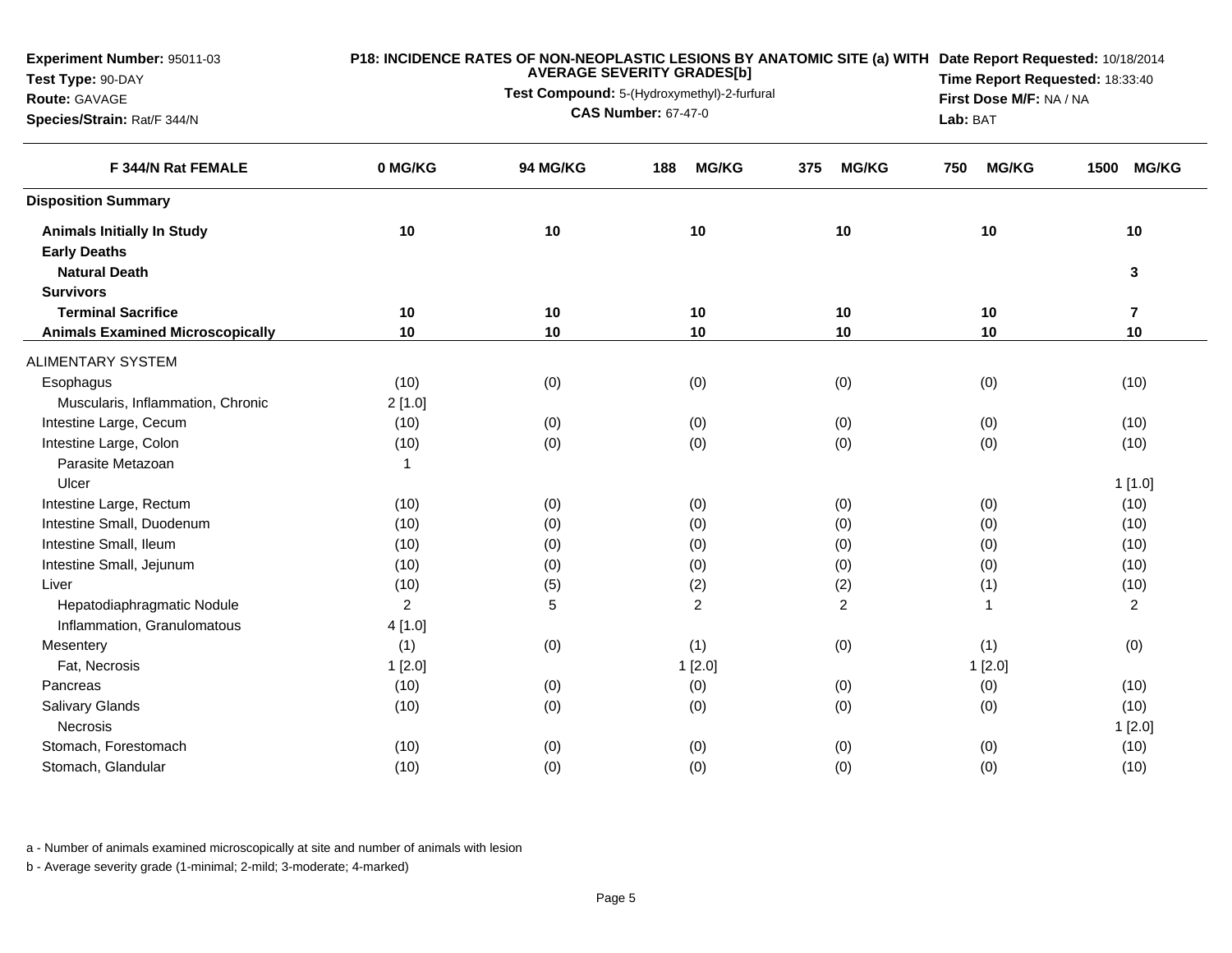**Experiment Number:** 95011-03
**Test Type:** 90-DAY
**Route:** GAVAGE
**Species/Strain:** Rat/F 344/N

**P18: INCIDENCE RATES OF NON-NEOPLASTIC LESIONS BY ANATOMIC SITE (a) WITH AVERAGE SEVERITY GRADES[b]**
**Test Compound:** 5-(Hydroxymethyl)-2-furfural
**CAS Number:** 67-47-0

**Date Report Requested:** 10/18/2014
**Time Report Requested:** 18:33:40
**First Dose M/F:** NA / NA
**Lab:** BAT

| F 344/N Rat FEMALE | 0 MG/KG | 94 MG/KG | 188 MG/KG | 375 MG/KG | 750 MG/KG | 1500 MG/KG |
|---|---|---|---|---|---|---|
| **Disposition Summary** | | | | | | |
| **Animals Initially In Study** | **10** | **10** | **10** | **10** | **10** | **10** |
| **Early Deaths** | | | | | | |
| **Natural Death** | | | | | | **3** |
| **Survivors** | | | | | | |
| **Terminal Sacrifice** | **10** | **10** | **10** | **10** | **10** | **7** |
| **Animals Examined Microscopically** | **10** | **10** | **10** | **10** | **10** | **10** |
| ALIMENTARY SYSTEM | | | | | | |
| Esophagus | (10) | (0) | (0) | (0) | (0) | (10) |
| Muscularis, Inflammation, Chronic | 2 [1.0] | | | | | |
| Intestine Large, Cecum | (10) | (0) | (0) | (0) | (0) | (10) |
| Intestine Large, Colon | (10) | (0) | (0) | (0) | (0) | (10) |
| Parasite Metazoan | 1 | | | | | |
| Ulcer | | | | | | 1 [1.0] |
| Intestine Large, Rectum | (10) | (0) | (0) | (0) | (0) | (10) |
| Intestine Small, Duodenum | (10) | (0) | (0) | (0) | (0) | (10) |
| Intestine Small, Ileum | (10) | (0) | (0) | (0) | (0) | (10) |
| Intestine Small, Jejunum | (10) | (0) | (0) | (0) | (0) | (10) |
| Liver | (10) | (5) | (2) | (2) | (1) | (10) |
| Hepatodiaphragmatic Nodule | 2 | 5 | 2 | 2 | 1 | 2 |
| Inflammation, Granulomatous | 4 [1.0] | | | | | |
| Mesentery | (1) | (0) | (1) | (0) | (1) | (0) |
| Fat, Necrosis | 1 [2.0] | | 1 [2.0] | | 1 [2.0] | |
| Pancreas | (10) | (0) | (0) | (0) | (0) | (10) |
| Salivary Glands | (10) | (0) | (0) | (0) | (0) | (10) |
| Necrosis | | | | | | 1 [2.0] |
| Stomach, Forestomach | (10) | (0) | (0) | (0) | (0) | (10) |
| Stomach, Glandular | (10) | (0) | (0) | (0) | (0) | (10) |

a - Number of animals examined microscopically at site and number of animals with lesion

b - Average severity grade (1-minimal; 2-mild; 3-moderate; 4-marked)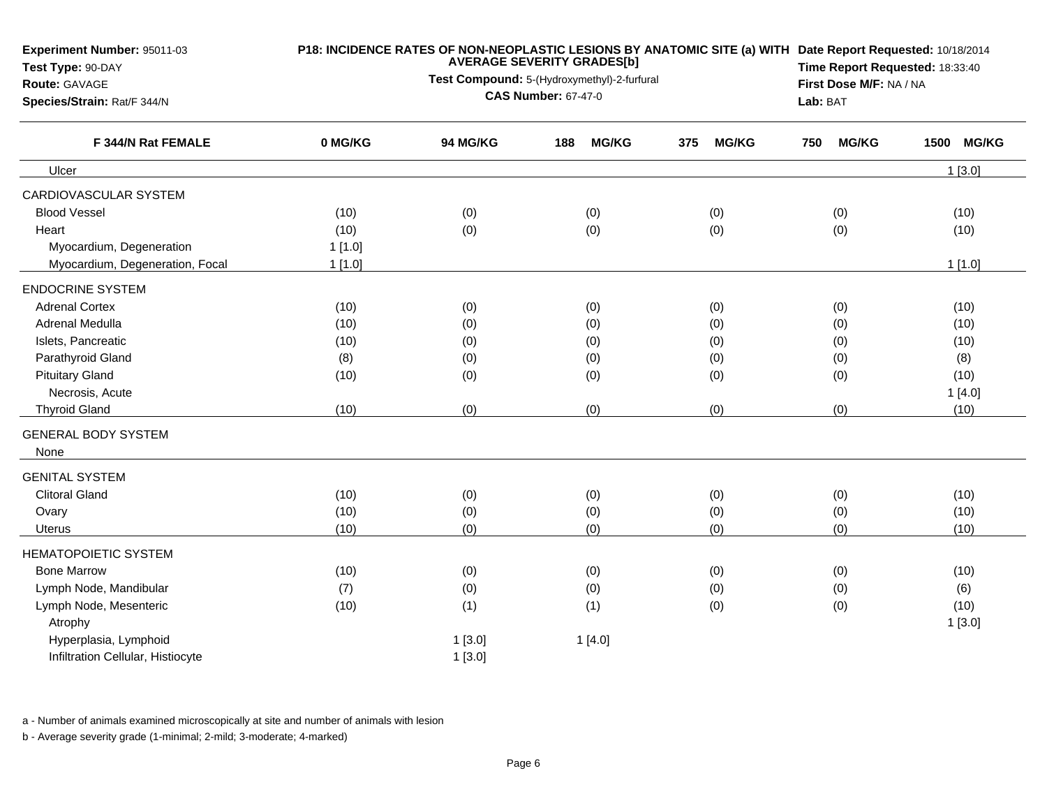**Experiment Number:** 95011-03
**Test Type:** 90-DAY
**Route:** GAVAGE
**Species/Strain:** Rat/F 344/N

**P18: INCIDENCE RATES OF NON-NEOPLASTIC LESIONS BY ANATOMIC SITE (a) WITH AVERAGE SEVERITY GRADES[b]**
**Test Compound:** 5-(Hydroxymethyl)-2-furfural
**CAS Number:** 67-47-0

**Date Report Requested:** 10/18/2014
**Time Report Requested:** 18:33:40
**First Dose M/F:** NA / NA
**Lab:** BAT

| F 344/N Rat FEMALE | 0 MG/KG | 94 MG/KG | 188 MG/KG | 375 MG/KG | 750 MG/KG | 1500 MG/KG |
|---|---|---|---|---|---|---|
| Ulcer | | | | | | 1 [3.0] |
| CARDIOVASCULAR SYSTEM | | | | | | |
| Blood Vessel | (10) | (0) | (0) | (0) | (0) | (10) |
| Heart | (10) | (0) | (0) | (0) | (0) | (10) |
| Myocardium, Degeneration | 1 [1.0] | | | | | |
| Myocardium, Degeneration, Focal | 1 [1.0] | | | | | 1 [1.0] |
| ENDOCRINE SYSTEM | | | | | | |
| Adrenal Cortex | (10) | (0) | (0) | (0) | (0) | (10) |
| Adrenal Medulla | (10) | (0) | (0) | (0) | (0) | (10) |
| Islets, Pancreatic | (10) | (0) | (0) | (0) | (0) | (10) |
| Parathyroid Gland | (8) | (0) | (0) | (0) | (0) | (8) |
| Pituitary Gland | (10) | (0) | (0) | (0) | (0) | (10) |
| Necrosis, Acute | | | | | | 1 [4.0] |
| Thyroid Gland | (10) | (0) | (0) | (0) | (0) | (10) |
| GENERAL BODY SYSTEM | | | | | | |
| None | | | | | | |
| GENITAL SYSTEM | | | | | | |
| Clitoral Gland | (10) | (0) | (0) | (0) | (0) | (10) |
| Ovary | (10) | (0) | (0) | (0) | (0) | (10) |
| Uterus | (10) | (0) | (0) | (0) | (0) | (10) |
| HEMATOPOIETIC SYSTEM | | | | | | |
| Bone Marrow | (10) | (0) | (0) | (0) | (0) | (10) |
| Lymph Node, Mandibular | (7) | (0) | (0) | (0) | (0) | (6) |
| Lymph Node, Mesenteric | (10) | (1) | (1) | (0) | (0) | (10) |
| Atrophy | | | | | | 1 [3.0] |
| Hyperplasia, Lymphoid | | 1 [3.0] | 1 [4.0] | | | |
| Infiltration Cellular, Histiocyte | | 1 [3.0] | | | | |

a - Number of animals examined microscopically at site and number of animals with lesion

b - Average severity grade (1-minimal; 2-mild; 3-moderate; 4-marked)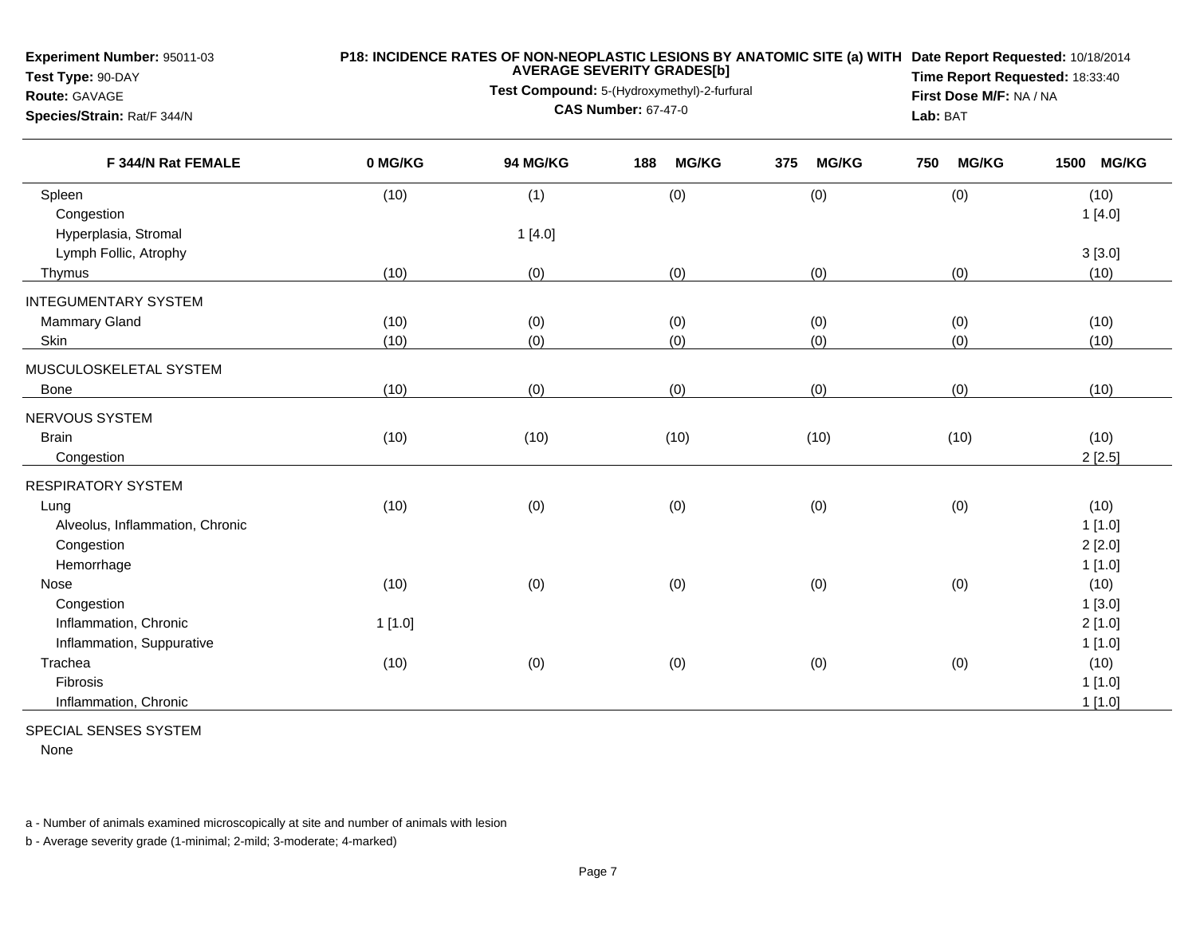**Experiment Number:** 95011-03
**Test Type:** 90-DAY
**Route:** GAVAGE
**Species/Strain:** Rat/F 344/N

**P18: INCIDENCE RATES OF NON-NEOPLASTIC LESIONS BY ANATOMIC SITE (a) WITH AVERAGE SEVERITY GRADES[b]**
**Test Compound:** 5-(Hydroxymethyl)-2-furfural
**CAS Number:** 67-47-0

**Date Report Requested:** 10/18/2014
**Time Report Requested:** 18:33:40
**First Dose M/F:** NA / NA
**Lab:** BAT

| F 344/N Rat FEMALE | 0 MG/KG | 94 MG/KG | 188 MG/KG | 375 MG/KG | 750 MG/KG | 1500 MG/KG |
|---|---|---|---|---|---|---|
| Spleen | (10) | (1) | (0) | (0) | (0) | (10) |
| Congestion | | | | | | 1 [4.0] |
| Hyperplasia, Stromal | | 1 [4.0] | | | | |
| Lymph Follic, Atrophy | | | | | | 3 [3.0] |
| Thymus | (10) | (0) | (0) | (0) | (0) | (10) |
| INTEGUMENTARY SYSTEM | | | | | | |
| Mammary Gland | (10) | (0) | (0) | (0) | (0) | (10) |
| Skin | (10) | (0) | (0) | (0) | (0) | (10) |
| MUSCULOSKELETAL SYSTEM | | | | | | |
| Bone | (10) | (0) | (0) | (0) | (0) | (10) |
| NERVOUS SYSTEM | | | | | | |
| Brain | (10) | (10) | (10) | (10) | (10) | (10) |
| Congestion | | | | | | 2 [2.5] |
| RESPIRATORY SYSTEM | | | | | | |
| Lung | (10) | (0) | (0) | (0) | (0) | (10) |
| Alveolus, Inflammation, Chronic | | | | | | 1 [1.0] |
| Congestion | | | | | | 2 [2.0] |
| Hemorrhage | | | | | | 1 [1.0] |
| Nose | (10) | (0) | (0) | (0) | (0) | (10) |
| Congestion | | | | | | 1 [3.0] |
| Inflammation, Chronic | 1 [1.0] | | | | | 2 [1.0] |
| Inflammation, Suppurative | | | | | | 1 [1.0] |
| Trachea | (10) | (0) | (0) | (0) | (0) | (10) |
| Fibrosis | | | | | | 1 [1.0] |
| Inflammation, Chronic | | | | | | 1 [1.0] |
| SPECIAL SENSES SYSTEM | | | | | | |
| None | | | | | | |

a - Number of animals examined microscopically at site and number of animals with lesion

b - Average severity grade (1-minimal; 2-mild; 3-moderate; 4-marked)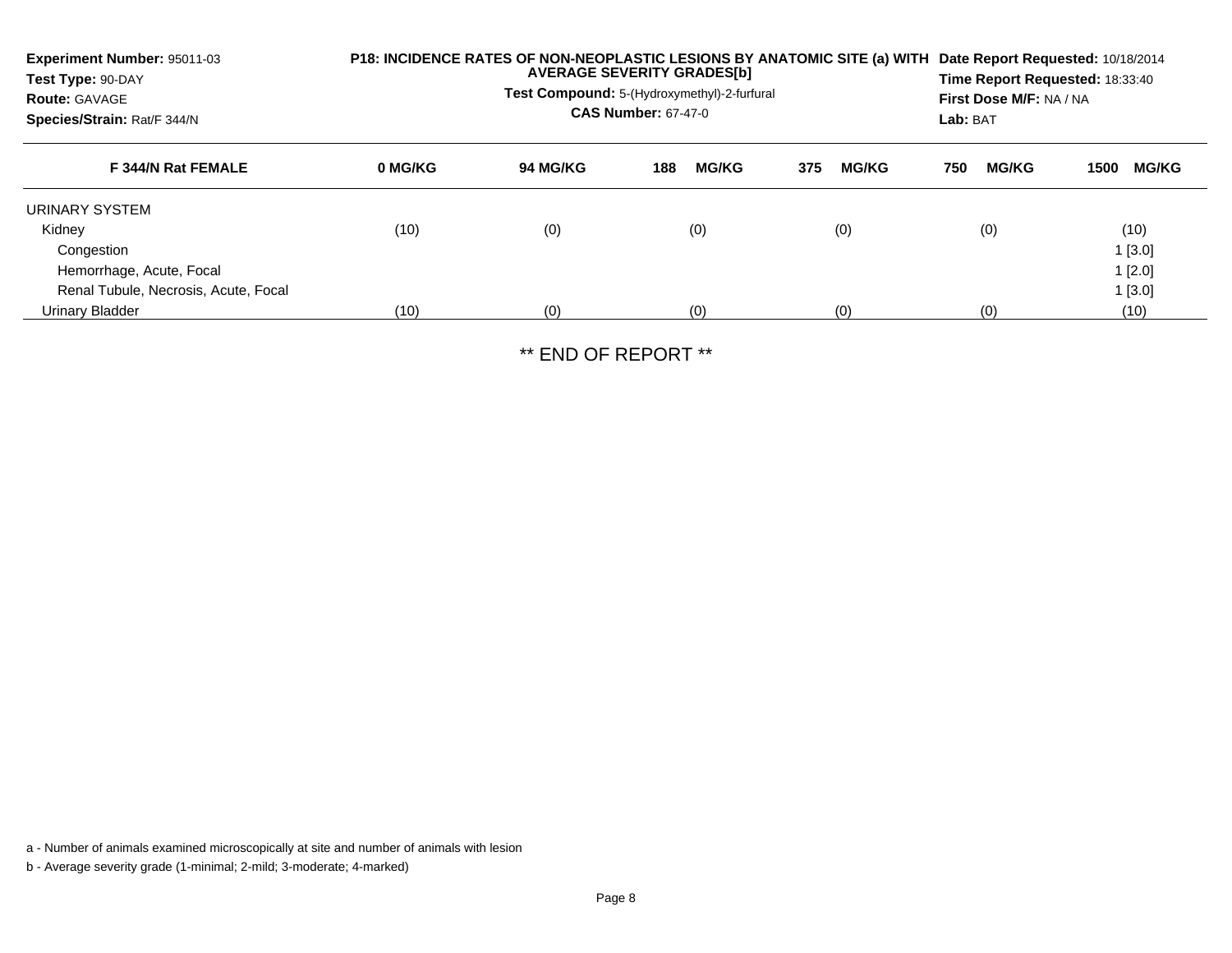**Experiment Number:** 95011-03
**Test Type:** 90-DAY
**Route:** GAVAGE
**Species/Strain:** Rat/F 344/N

**P18: INCIDENCE RATES OF NON-NEOPLASTIC LESIONS BY ANATOMIC SITE (a) WITH AVERAGE SEVERITY GRADES[b]**
**Test Compound:** 5-(Hydroxymethyl)-2-furfural
**CAS Number:** 67-47-0

**Date Report Requested:** 10/18/2014
**Time Report Requested:** 18:33:40
**First Dose M/F:** NA / NA
**Lab:** BAT

| F 344/N Rat FEMALE | 0 MG/KG | 94 MG/KG | 188 MG/KG | 375 MG/KG | 750 MG/KG | 1500 MG/KG |
|---|---|---|---|---|---|---|
| URINARY SYSTEM | | | | | | |
| Kidney | (10) | (0) | (0) | (0) | (0) | (10) |
| Congestion | | | | | | 1 [3.0] |
| Hemorrhage, Acute, Focal | | | | | | 1 [2.0] |
| Renal Tubule, Necrosis, Acute, Focal | | | | | | 1 [3.0] |
| Urinary Bladder | (10) | (0) | (0) | (0) | (0) | (10) |

** END OF REPORT **

a - Number of animals examined microscopically at site and number of animals with lesion

b - Average severity grade (1-minimal; 2-mild; 3-moderate; 4-marked)